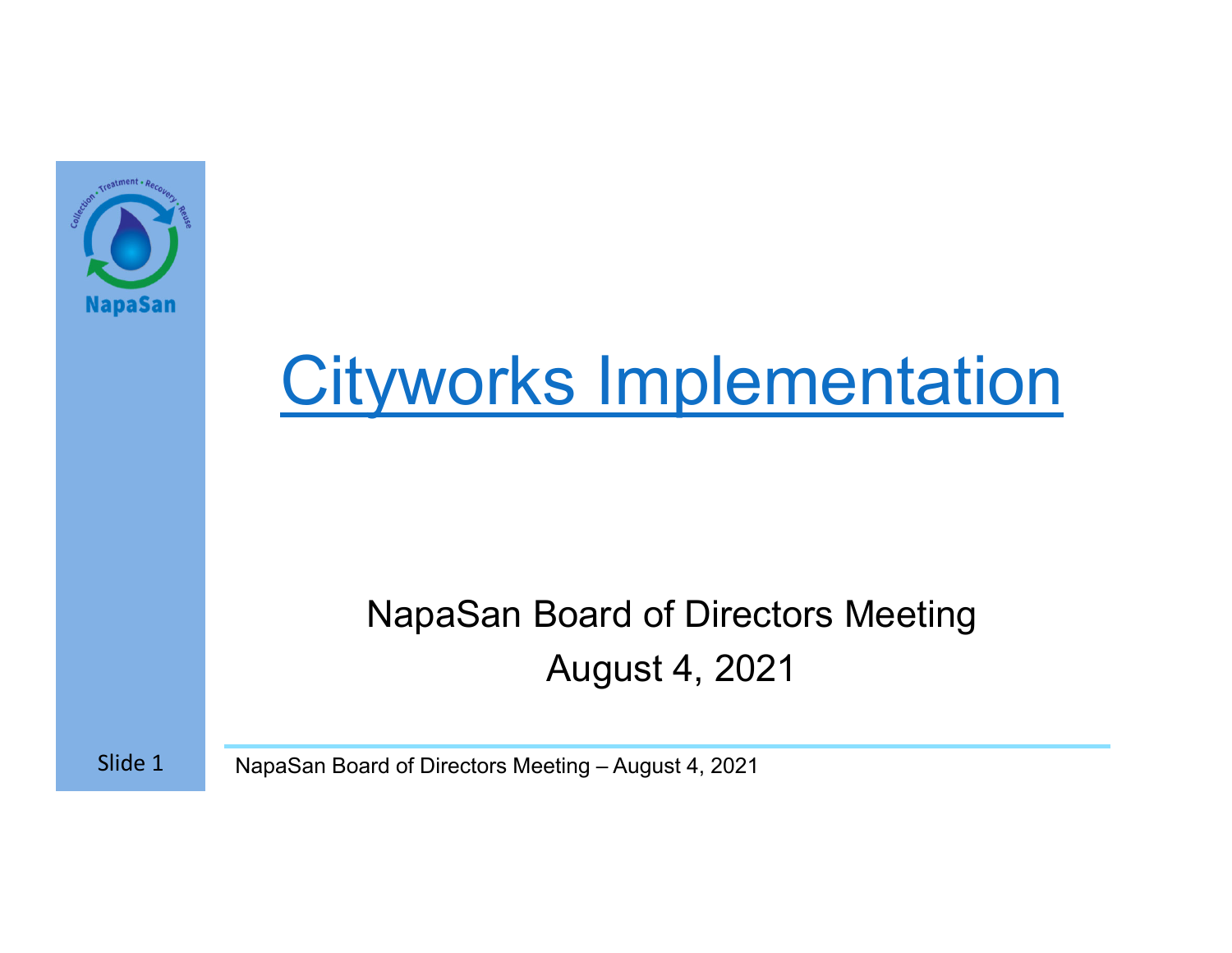# Cityworks Implementation

NapaSan Board of Directors Meeting

August 4, 2021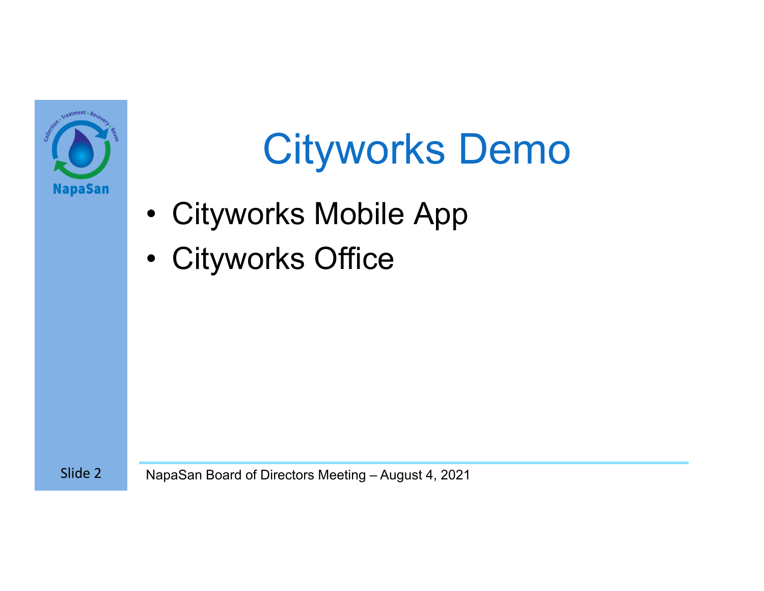# Cityworks Demo

- Cityworks Mobile App
- Cityworks Office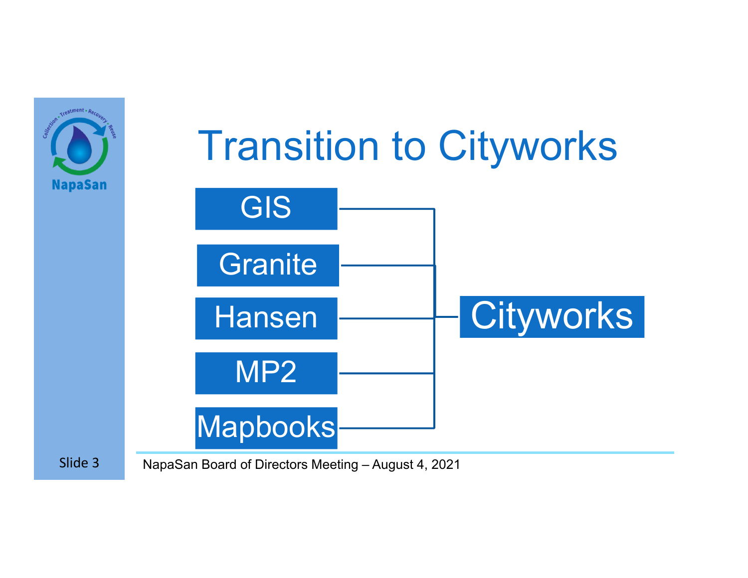# Transition to Cityworks

- GIS
- Granite
- Hansen
- MP2
- Mapbooks

→ Cityworks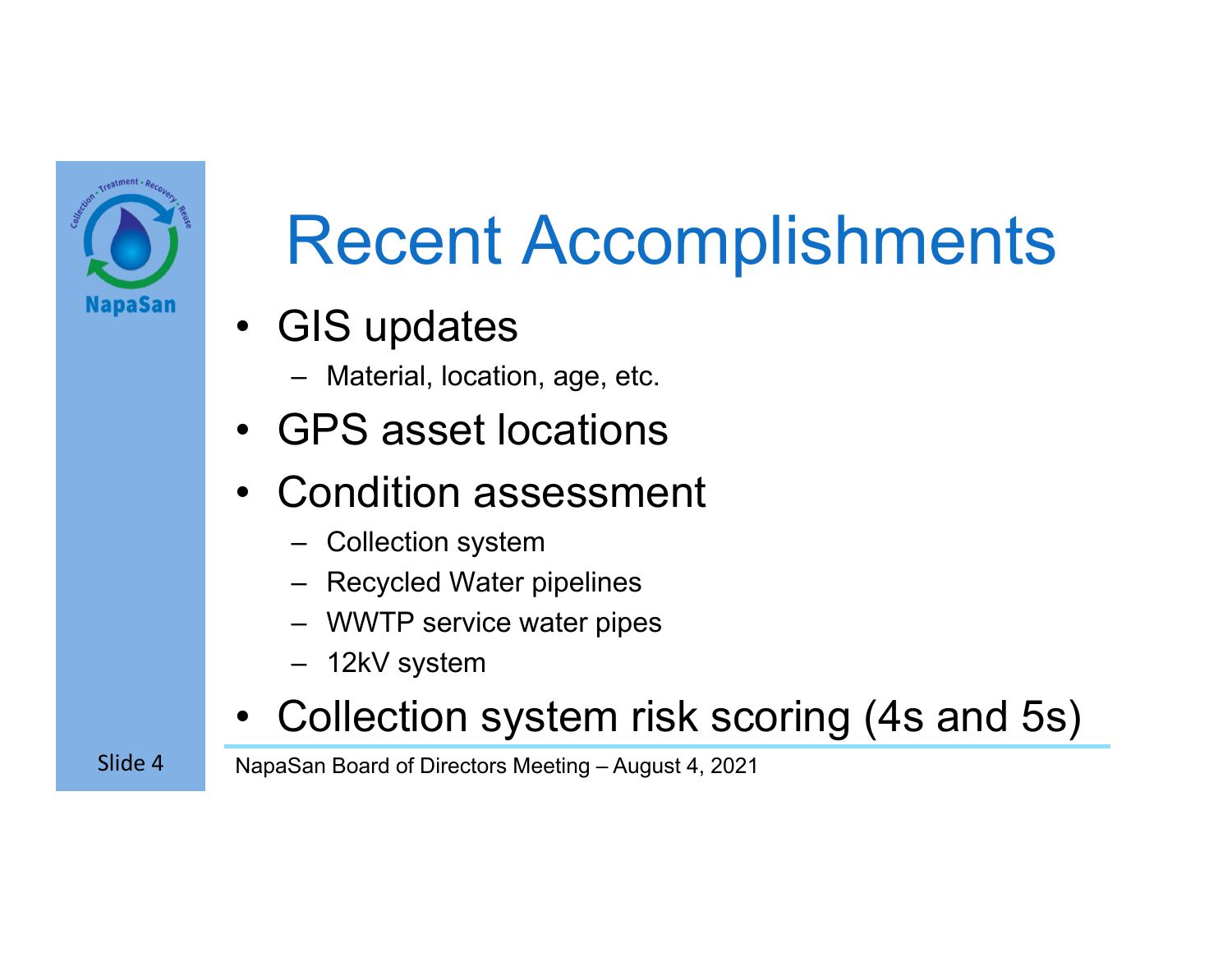# Recent Accomplishments

- GIS updates
  - Material, location, age, etc.
- GPS asset locations
- Condition assessment
  - Collection system
  - Recycled Water pipelines
  - WWTP service water pipes
  - 12kV system
- Collection system risk scoring (4s and 5s)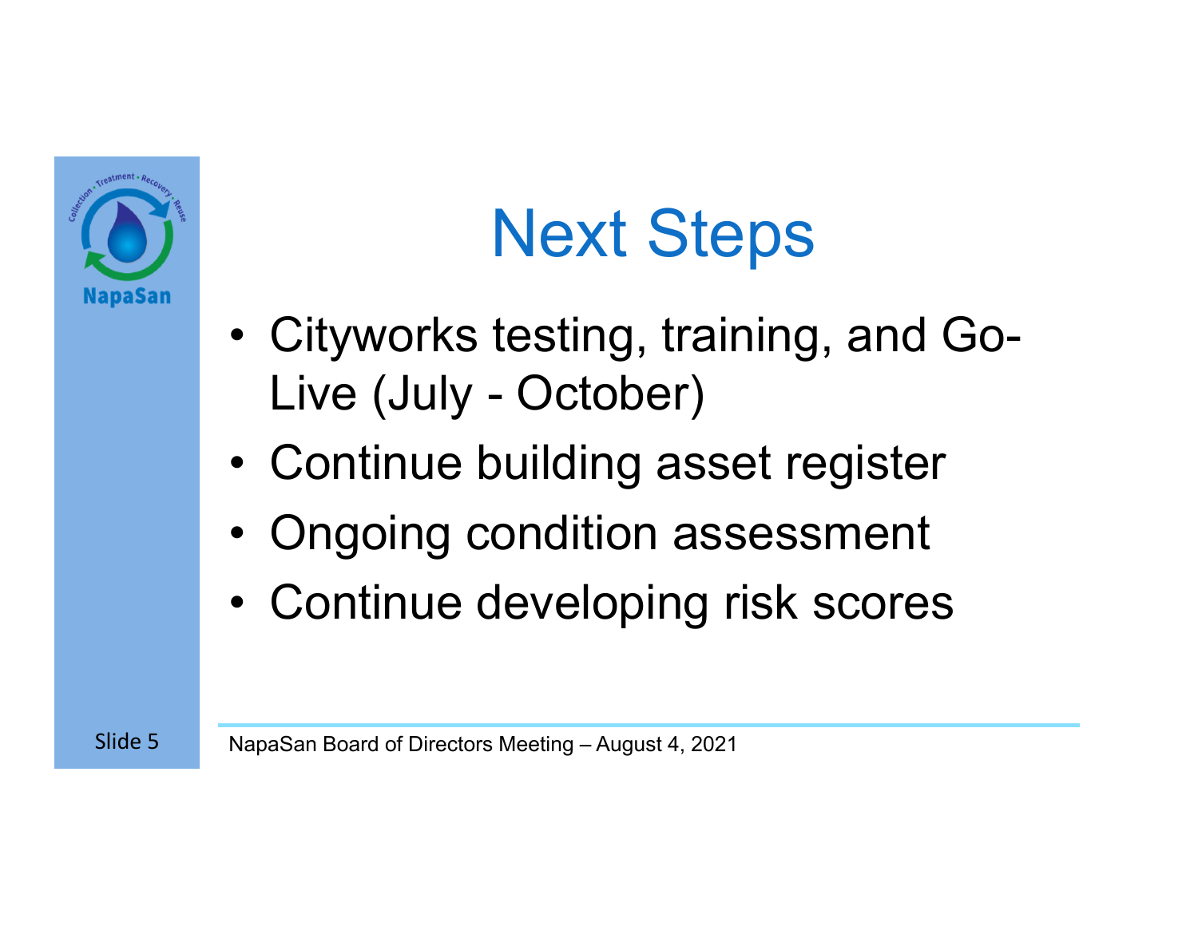# Next Steps

- Cityworks testing, training, and Go-Live (July - October)
- Continue building asset register
- Ongoing condition assessment
- Continue developing risk scores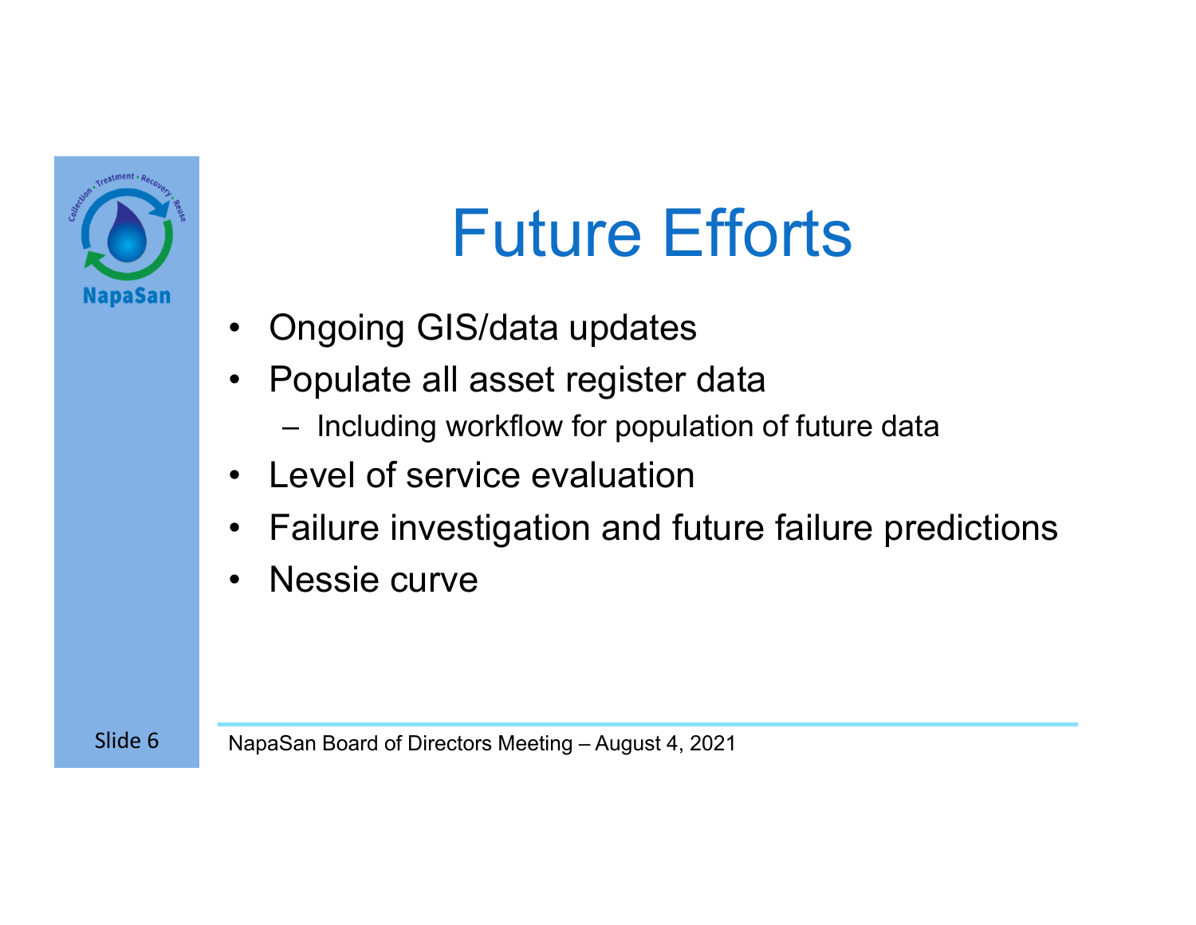# Future Efforts

- Ongoing GIS/data updates
- Populate all asset register data
  - Including workflow for population of future data
- Level of service evaluation
- Failure investigation and future failure predictions
- Nessie curve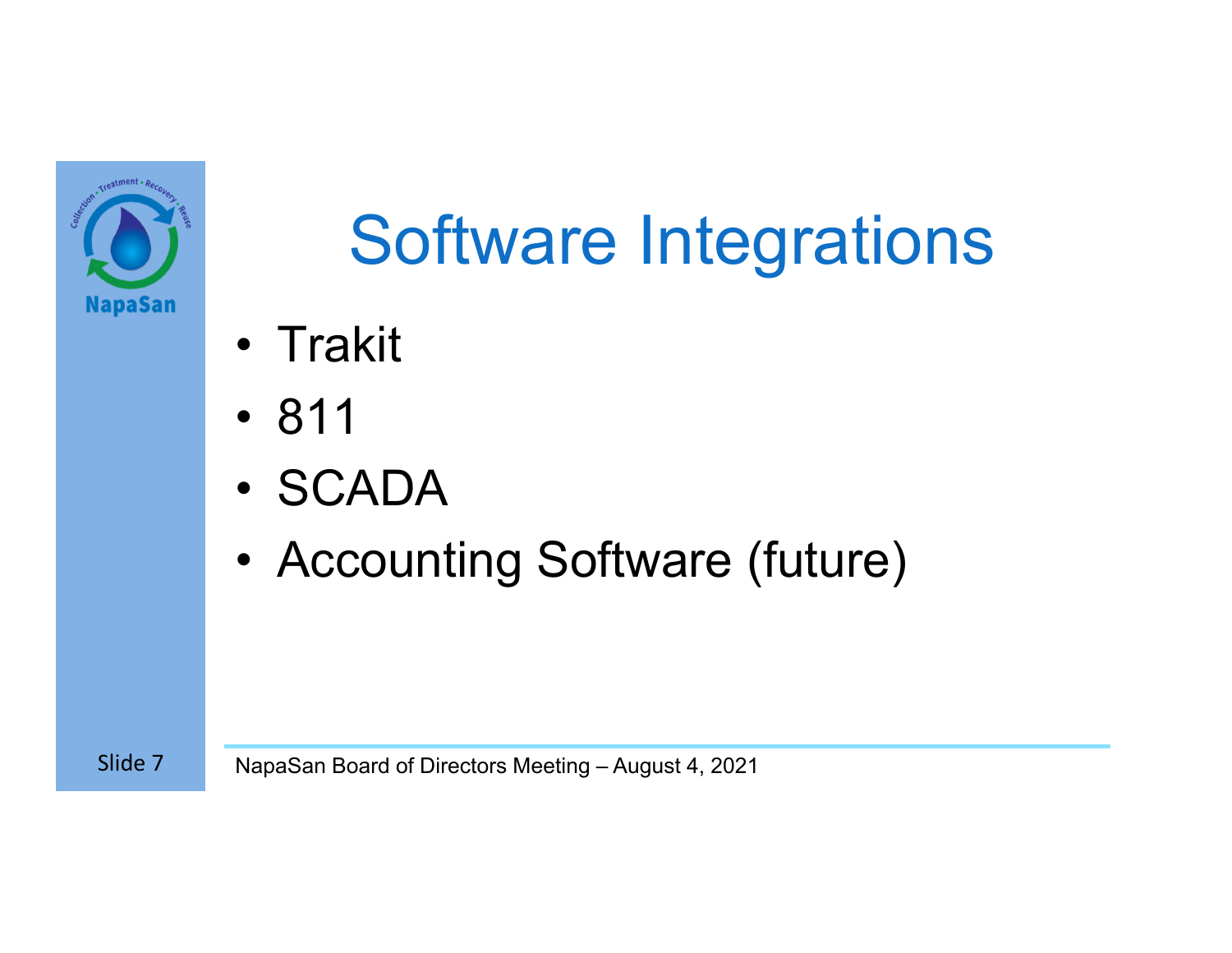# Software Integrations

- Trakit
- 811
- SCADA
- Accounting Software (future)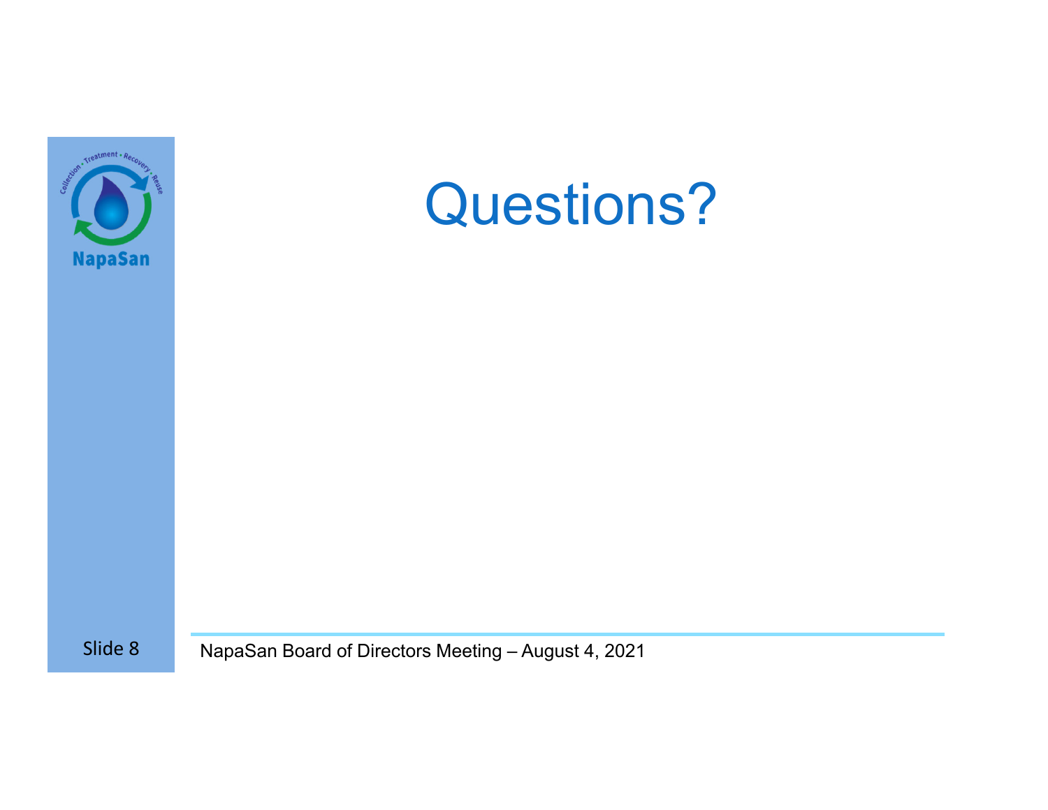# Questions?